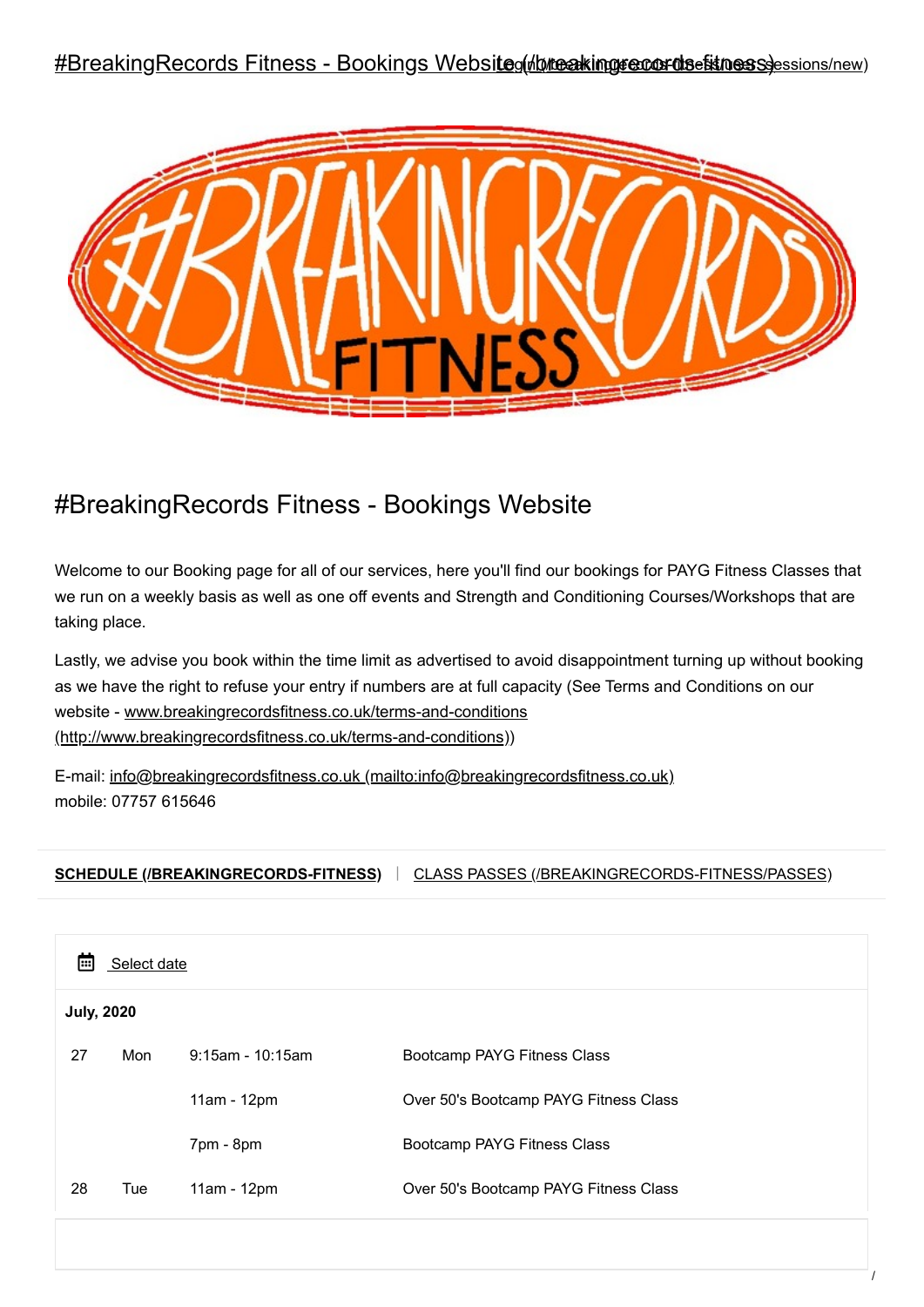# #BreakingRecords Fitness - Bookings Website

Welcome to our Booking page for all of our services, here you'll find our bookings for PAYG Fitness Classes that we run on a weekly basis as well as one off events and Strength and Conditioning Courses/Workshops that are taking place.

Lastly, we advise you book within the time limit as advertised to avoid disappointment turning up without booking as we have the right to refuse your entry if numbers are at full capacity (See Terms and Conditions on our website - www.breakingrecordsfitness.co.uk/terms-and-conditions (http://www.breakingrecordsfitness.co.uk/terms-and-conditions))

E-mail: info@breakingrecordsfitness.co.uk (mailto:info@breakingrecordsfitness.co.uk)
mobile: 07757 615646

**SCHEDULE (/BREAKINGRECORDS-FITNESS)** | CLASS PASSES (/BREAKINGRECORDS-FITNESS/PASSES)

Select date

**July, 2020**

| | | | |
|---|---|---|---|
| 27 | Mon | 9:15am - 10:15am | Bootcamp PAYG Fitness Class |
| | | 11am - 12pm | Over 50's Bootcamp PAYG Fitness Class |
| | | 7pm - 8pm | Bootcamp PAYG Fitness Class |
| 28 | Tue | 11am - 12pm | Over 50's Bootcamp PAYG Fitness Class |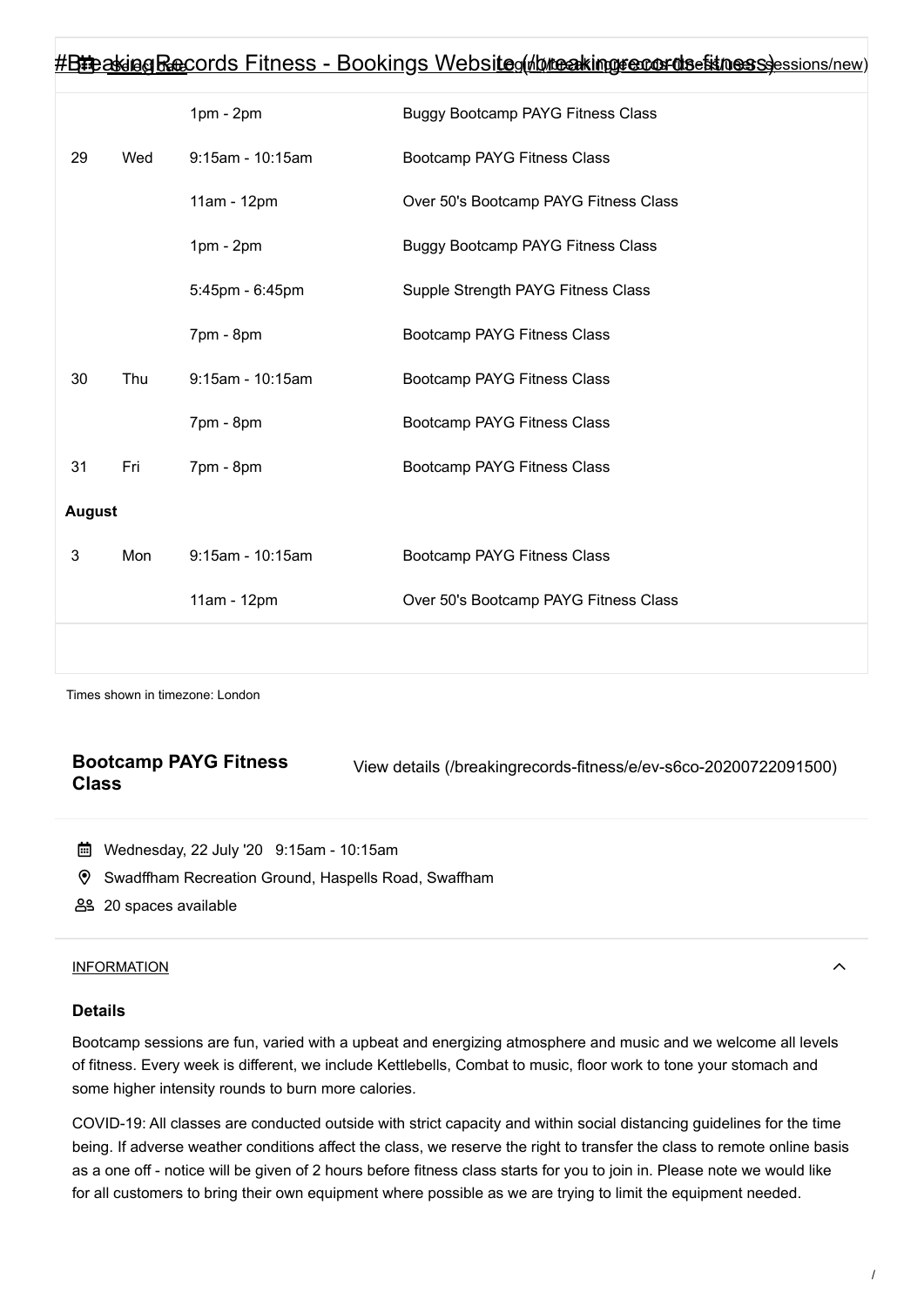| | | | |
|---|---|---|---|
| | | 1pm - 2pm | Buggy Bootcamp PAYG Fitness Class |
| 29 | Wed | 9:15am - 10:15am | Bootcamp PAYG Fitness Class |
| | | 11am - 12pm | Over 50's Bootcamp PAYG Fitness Class |
| | | 1pm - 2pm | Buggy Bootcamp PAYG Fitness Class |
| | | 5:45pm - 6:45pm | Supple Strength PAYG Fitness Class |
| | | 7pm - 8pm | Bootcamp PAYG Fitness Class |
| 30 | Thu | 9:15am - 10:15am | Bootcamp PAYG Fitness Class |
| | | 7pm - 8pm | Bootcamp PAYG Fitness Class |
| 31 | Fri | 7pm - 8pm | Bootcamp PAYG Fitness Class |
| **August** | | | |
| 3 | Mon | 9:15am - 10:15am | Bootcamp PAYG Fitness Class |
| | | 11am - 12pm | Over 50's Bootcamp PAYG Fitness Class |

Times shown in timezone: London

**Bootcamp PAYG Fitness Class**

View details (/breakingrecords-fitness/e/ev-s6co-20200722091500)

Wednesday, 22 July '20 9:15am - 10:15am

Swadffham Recreation Ground, Haspells Road, Swaffham

20 spaces available

INFORMATION

**Details**

Bootcamp sessions are fun, varied with a upbeat and energizing atmosphere and music and we welcome all levels of fitness. Every week is different, we include Kettlebells, Combat to music, floor work to tone your stomach and some higher intensity rounds to burn more calories.

COVID-19: All classes are conducted outside with strict capacity and within social distancing guidelines for the time being. If adverse weather conditions affect the class, we reserve the right to transfer the class to remote online basis as a one off - notice will be given of 2 hours before fitness class starts for you to join in. Please note we would like for all customers to bring their own equipment where possible as we are trying to limit the equipment needed.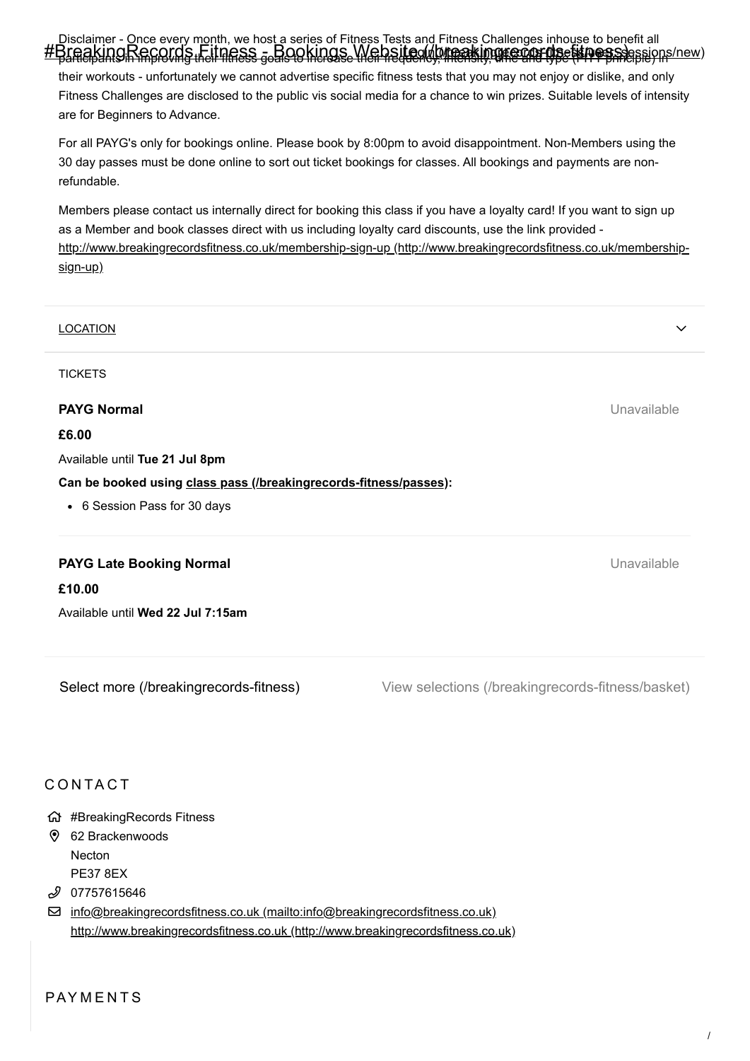Disclaimer - Once every month, we host a series of Fitness Tests and Fitness Challenges inhouse to benefit all participants in improving their fitness goals to increase their frequency, intensity, time and type (FITT principle) in their workouts - unfortunately we cannot advertise specific fitness tests that you may not enjoy or dislike, and only Fitness Challenges are disclosed to the public vis social media for a chance to win prizes. Suitable levels of intensity are for Beginners to Advance.

For all PAYG's only for bookings online. Please book by 8:00pm to avoid disappointment. Non-Members using the 30 day passes must be done online to sort out ticket bookings for classes. All bookings and payments are non-refundable.

Members please contact us internally direct for booking this class if you have a loyalty card! If you want to sign up as a Member and book classes direct with us including loyalty card discounts, use the link provided - http://www.breakingrecordsfitness.co.uk/membership-sign-up (http://www.breakingrecordsfitness.co.uk/membership-sign-up)

LOCATION

TICKETS

**PAYG Normal** Unavailable

**£6.00**

Available until **Tue 21 Jul 8pm**

**Can be booked using class pass (/breakingrecords-fitness/passes):**

- 6 Session Pass for 30 days

**PAYG Late Booking Normal** Unavailable

**£10.00**

Available until **Wed 22 Jul 7:15am**

Select more (/breakingrecords-fitness) View selections (/breakingrecords-fitness/basket)

## CONTACT

#BreakingRecords Fitness
62 Brackenwoods
Necton
PE37 8EX
07757615646
info@breakingrecordsfitness.co.uk (mailto:info@breakingrecordsfitness.co.uk)
http://www.breakingrecordsfitness.co.uk (http://www.breakingrecordsfitness.co.uk)

## PAYMENTS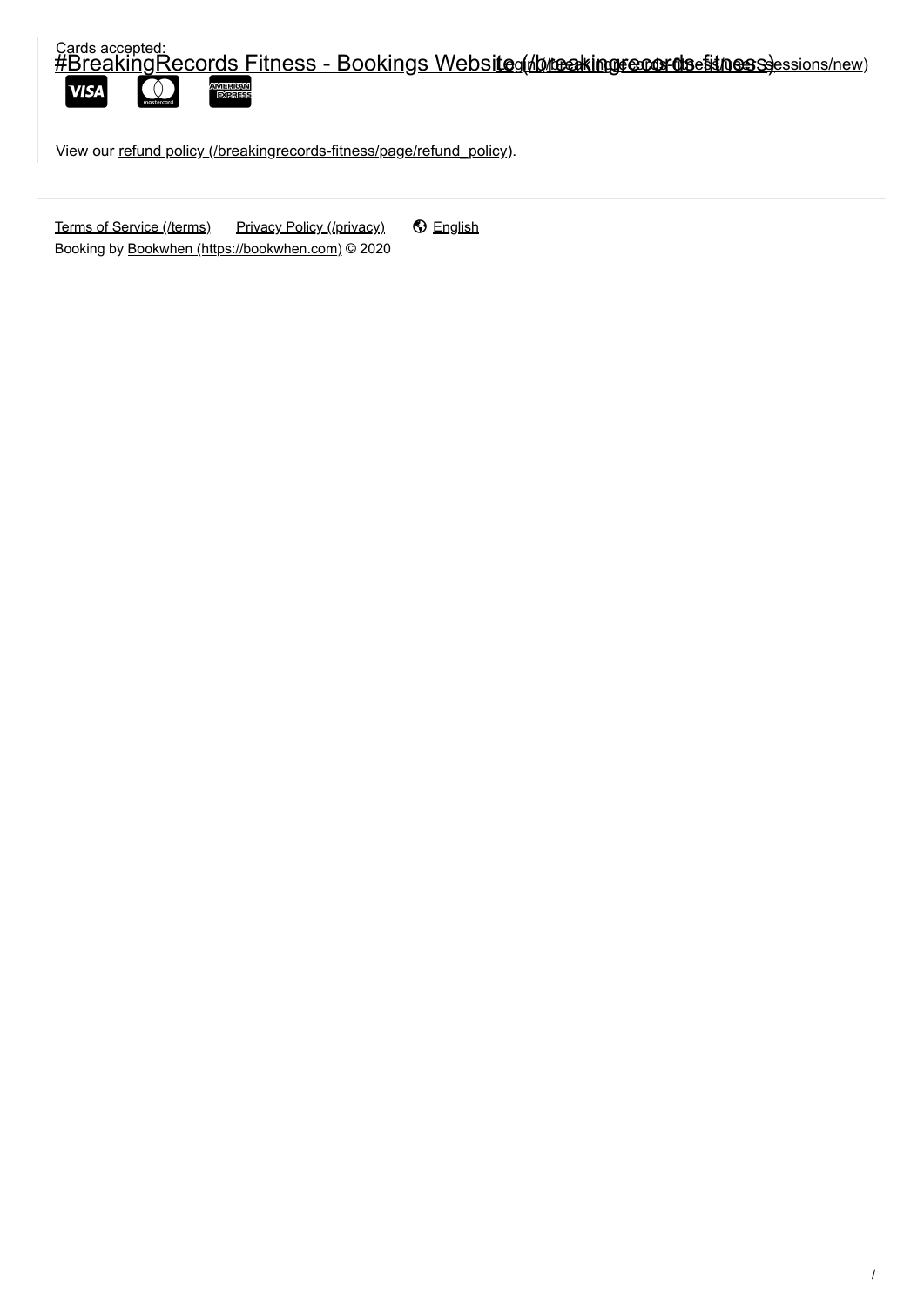Cards accepted:

#BreakingRecords Fitness - Bookings Website (/breakingrecords-fitness)

Login (/breakingrecords-fitness/user_sessions/new)

VISA

View our refund policy (/breakingrecords-fitness/page/refund_policy).

Terms of Service (/terms) Privacy Policy (/privacy) English

Booking by Bookwhen (https://bookwhen.com) © 2020